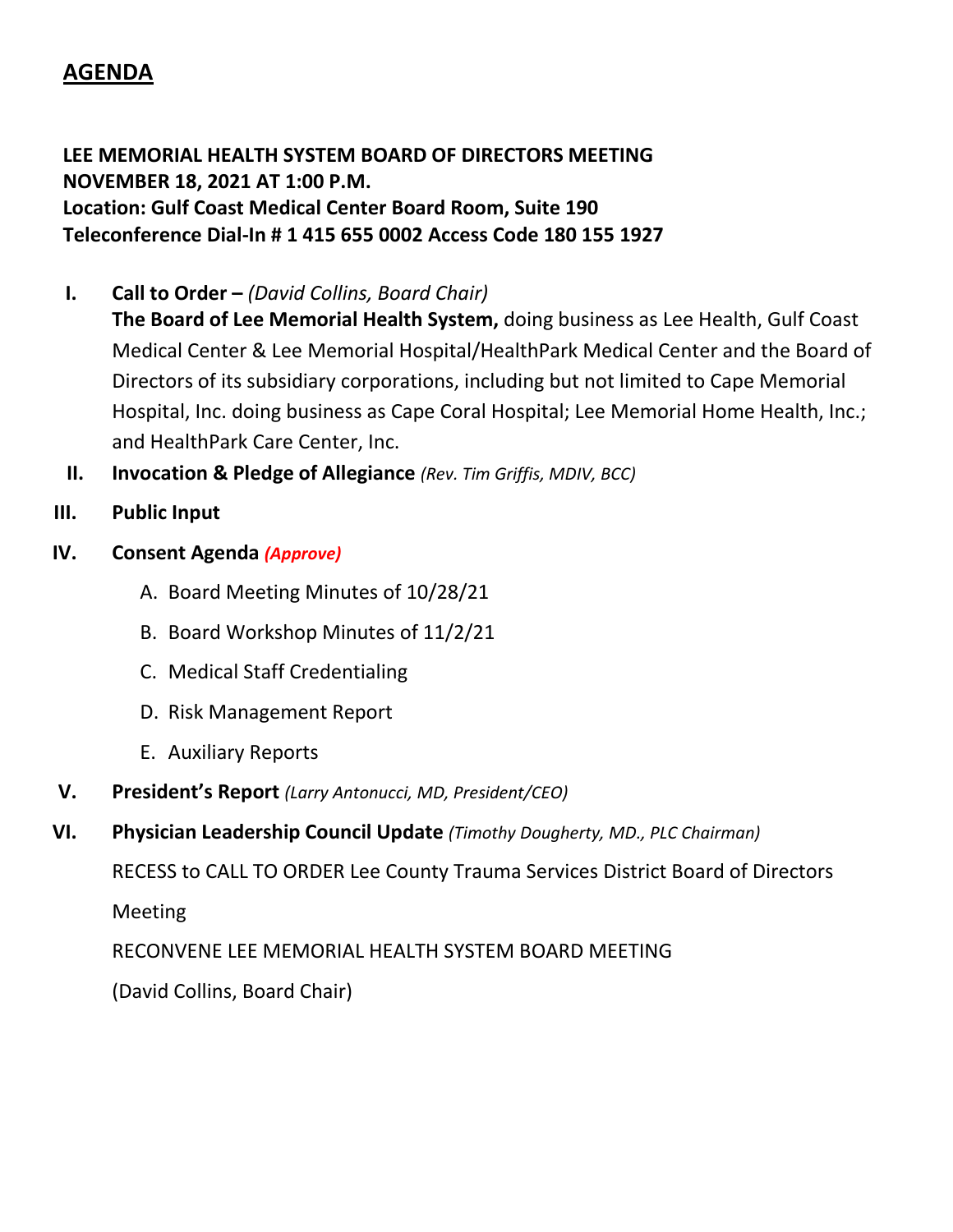# AGENDA

**LEE MEMORIAL HEALTH SYSTEM BOARD OF DIRECTORS MEETING**
**NOVEMBER 18, 2021 AT 1:00 P.M.**
**Location: Gulf Coast Medical Center Board Room, Suite 190**
**Teleconference Dial-In # 1 415 655 0002 Access Code 180 155 1927**

I. **Call to Order –** *(David Collins, Board Chair)*
**The Board of Lee Memorial Health System,** doing business as Lee Health, Gulf Coast Medical Center & Lee Memorial Hospital/HealthPark Medical Center and the Board of Directors of its subsidiary corporations, including but not limited to Cape Memorial Hospital, Inc. doing business as Cape Coral Hospital; Lee Memorial Home Health, Inc.; and HealthPark Care Center, Inc.

II. **Invocation & Pledge of Allegiance** *(Rev. Tim Griffis, MDIV, BCC)*

III. **Public Input**

IV. **Consent Agenda** ***(Approve)***

A. Board Meeting Minutes of 10/28/21

B. Board Workshop Minutes of 11/2/21

C. Medical Staff Credentialing

D. Risk Management Report

E. Auxiliary Reports

V. **President's Report** *(Larry Antonucci, MD, President/CEO)*

VI. **Physician Leadership Council Update** *(Timothy Dougherty, MD., PLC Chairman)*

RECESS to CALL TO ORDER Lee County Trauma Services District Board of Directors Meeting

RECONVENE LEE MEMORIAL HEALTH SYSTEM BOARD MEETING

(David Collins, Board Chair)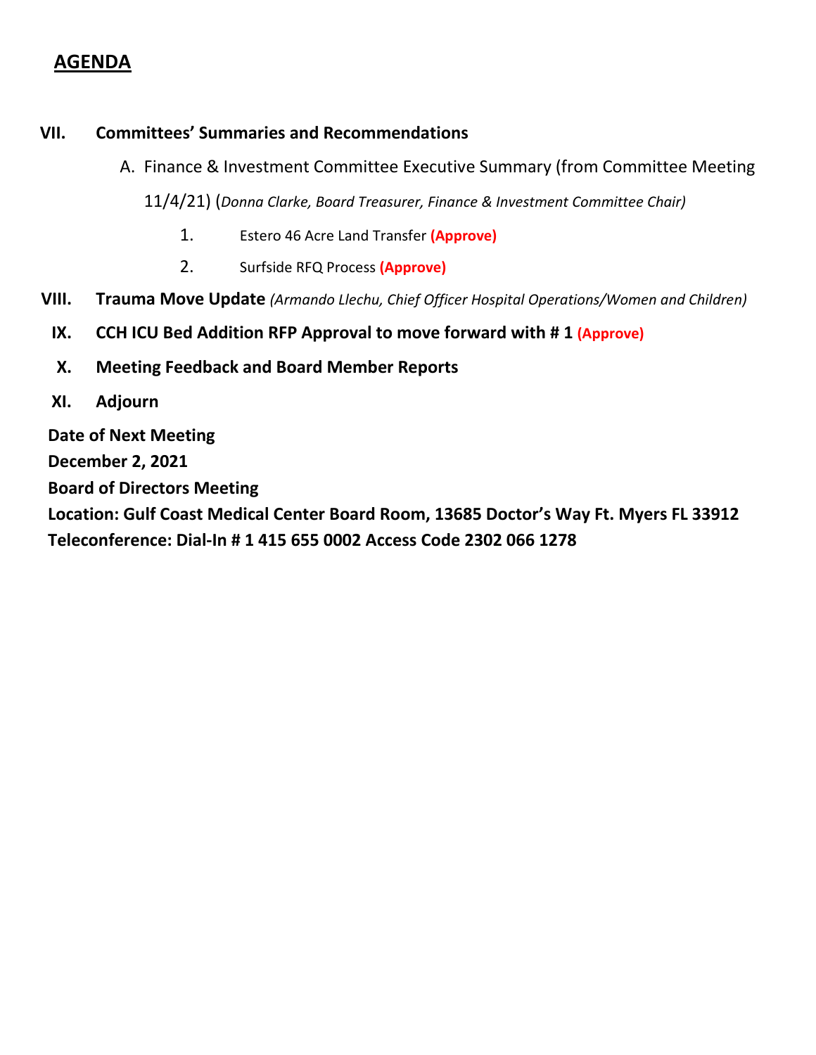## AGENDA

**VII. Committees' Summaries and Recommendations**

A. Finance & Investment Committee Executive Summary (from Committee Meeting 11/4/21) (*Donna Clarke, Board Treasurer, Finance & Investment Committee Chair)*

1. Estero 46 Acre Land Transfer **(Approve)**
2. Surfside RFQ Process **(Approve)**

**VIII. Trauma Move Update** *(Armando Llechu, Chief Officer Hospital Operations/Women and Children)*

**IX. CCH ICU Bed Addition RFP Approval to move forward with # 1** **(Approve)**

**X. Meeting Feedback and Board Member Reports**

**XI. Adjourn**

**Date of Next Meeting**

**December 2, 2021**

**Board of Directors Meeting**

**Location: Gulf Coast Medical Center Board Room, 13685 Doctor's Way Ft. Myers FL 33912**

**Teleconference: Dial-In # 1 415 655 0002 Access Code 2302 066 1278**